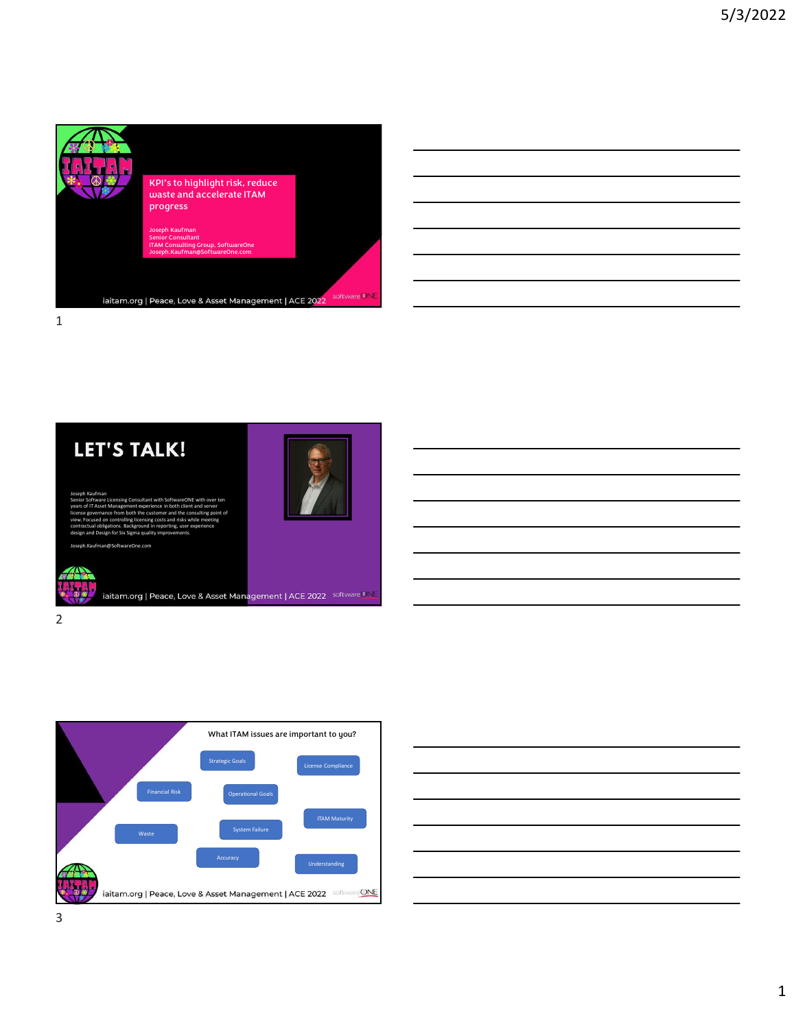KPI's to highlight risk, reduce waste and accelerate ITAM progress

Joseph Kaufman
Senior Consultant
ITAM Consulting Group, SoftwareOne
Joseph.Kaufman@SoftwareOne.com

iaitam.org | Peace, Love & Asset Management | ACE 2022

# LET'S TALK!

Joseph Kaufman
Senior Software Licensing Consultant with SoftwareONE with over ten years of IT Asset Management experience in both client and server license governance from both the customer and the consulting point of view. Focused on controlling licensing costs and risks while meeting contractual obligations. Background in reporting, user experience design and Design for Six Sigma quality improvements.

Joseph.Kaufman@SoftwareOne.com

iaitam.org | Peace, Love & Asset Management | ACE 2022

What ITAM issues are important to you?

- Strategic Goals
- License Compliance
- Financial Risk
- Operational Goals
- ITAM Maturity
- Waste
- System Failure
- Accuracy
- Understanding

iaitam.org | Peace, Love & Asset Management | ACE 2022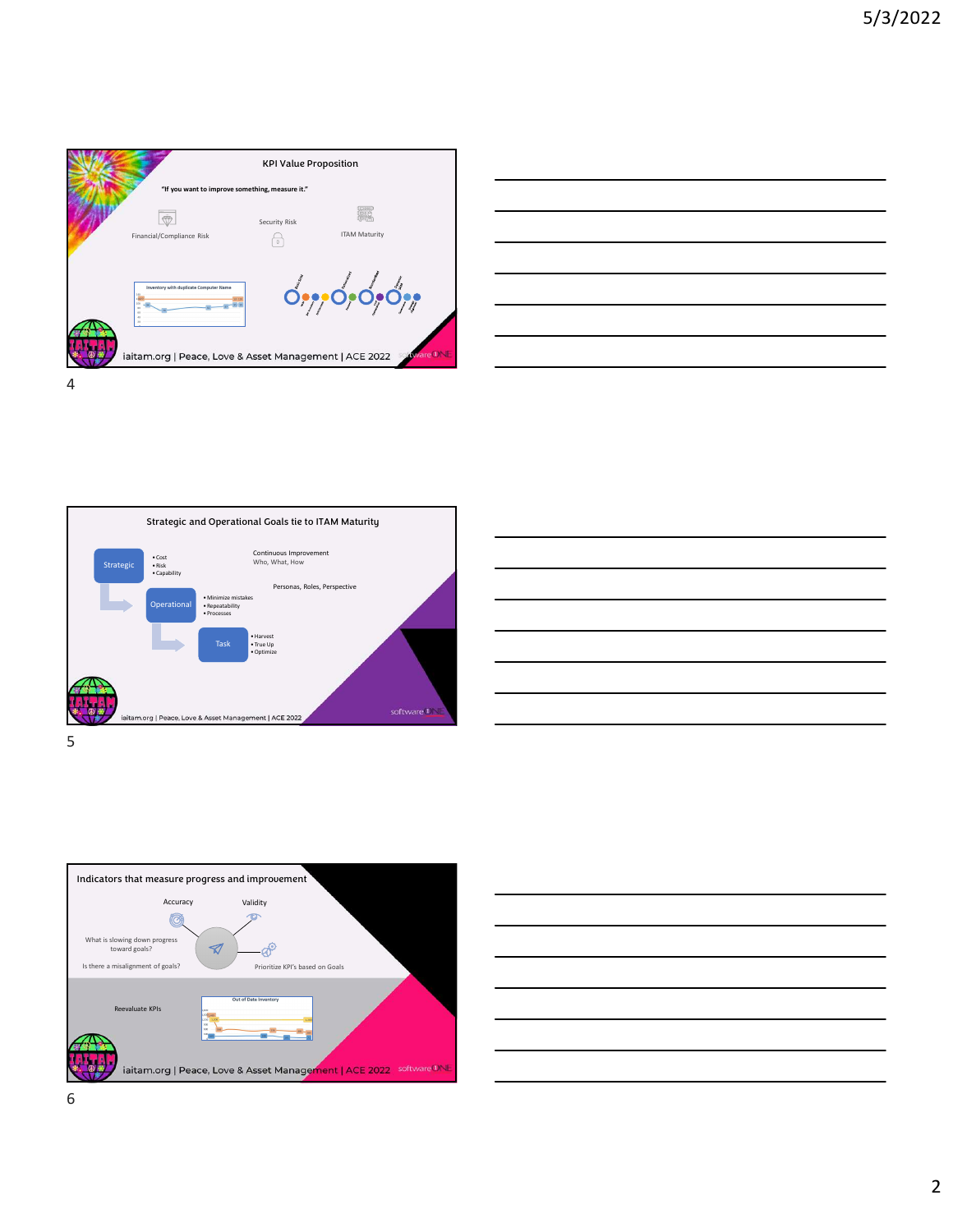## KPI Value Proposition

"If you want to improve something, measure it."

Financial/Compliance Risk

Security Risk

ITAM Maturity

iaitam.org | Peace, Love & Asset Management | ACE 2022

## Strategic and Operational Goals tie to ITAM Maturity

Strategic
- Cost
- Risk
- Capability

Continuous Improvement
Who, What, How

Operational
- Minimize mistakes
- Repeatability
- Processes

Personas, Roles, Perspective

Task
- Harvest
- True Up
- Optimize

iaitam.org | Peace, Love & Asset Management | ACE 2022

## Indicators that measure progress and improvement

Accuracy

Validity

What is slowing down progress toward goals?

Is there a misalignment of goals?

Prioritize KPI's based on Goals

Reevaluate KPIs

iaitam.org | Peace, Love & Asset Management | ACE 2022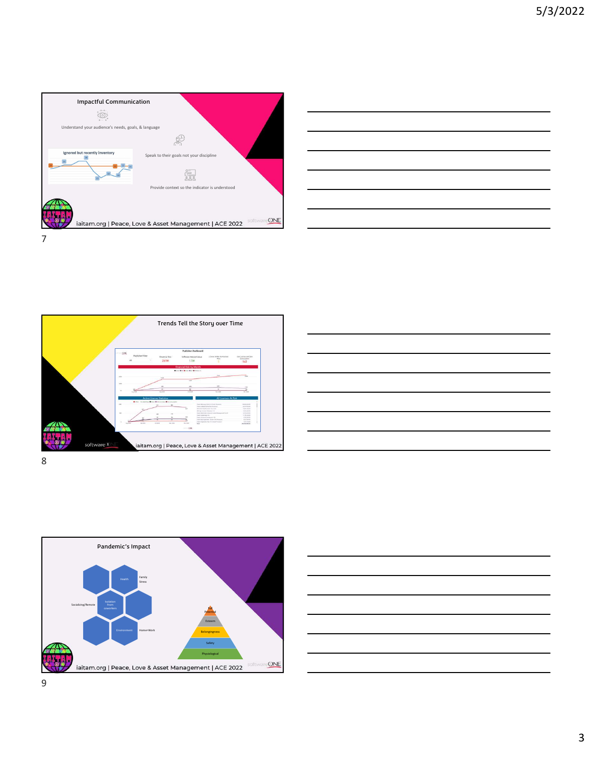## Impactful Communication

Understand your audience's needs, goals, & language

Ignored but recently inventory

Speak to their goals not your discipline

Provide context so the indicator is understood

iaitam.org | Peace, Love & Asset Management | ACE 2022

## Trends Tell the Story over Time

Publisher Dashboard

iaitam.org | Peace, Love & Asset Management | ACE 2022

## Pandemic's Impact

Health

Family Stress

Socializing/Remote

Isolation from coworkers

Environment

Home=Work

Potential

Esteem

Belongingness

Safety

Physiological

iaitam.org | Peace, Love & Asset Management | ACE 2022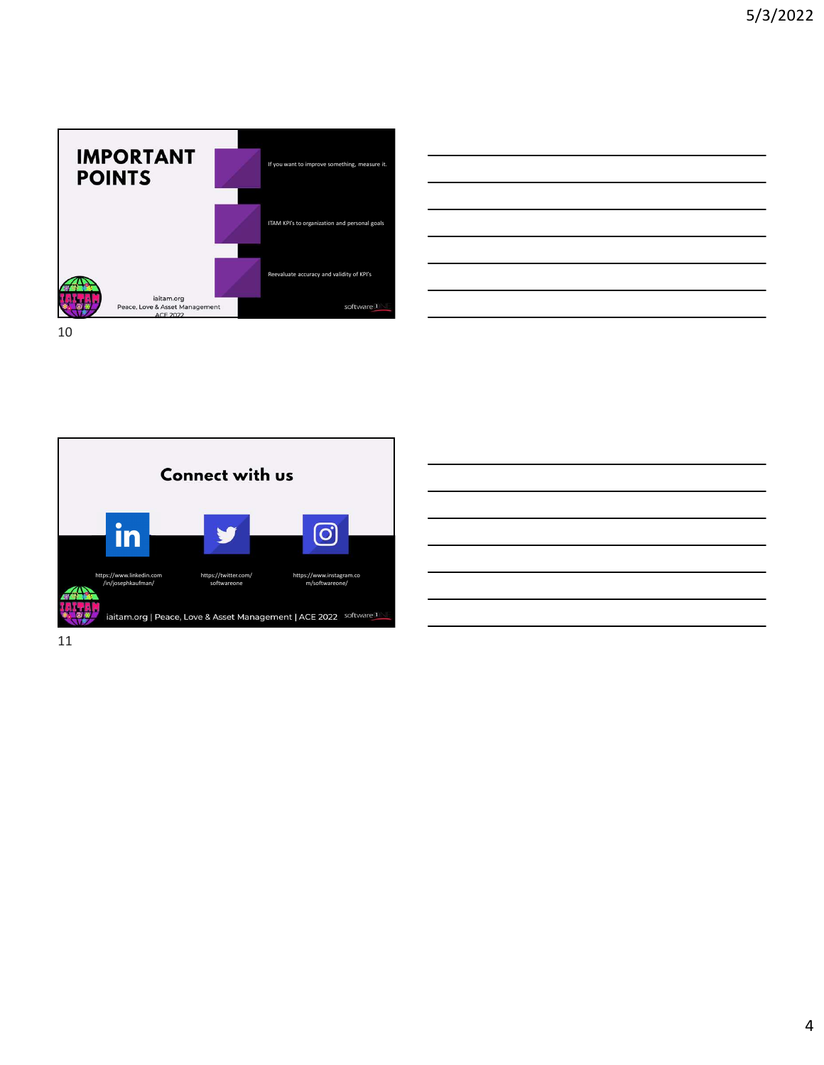# IMPORTANT POINTS

- If you want to improve something, measure it.
- ITAM KPI's to organization and personal goals
- Reevaluate accuracy and validity of KPI's

iaitam.org
Peace, Love & Asset Management
ACE 2022

# Connect with us

https://www.linkedin.com/in/josephkaufman/

https://twitter.com/softwareone

https://www.instagram.com/softwareone/

iaitam.org | Peace, Love & Asset Management | ACE 2022